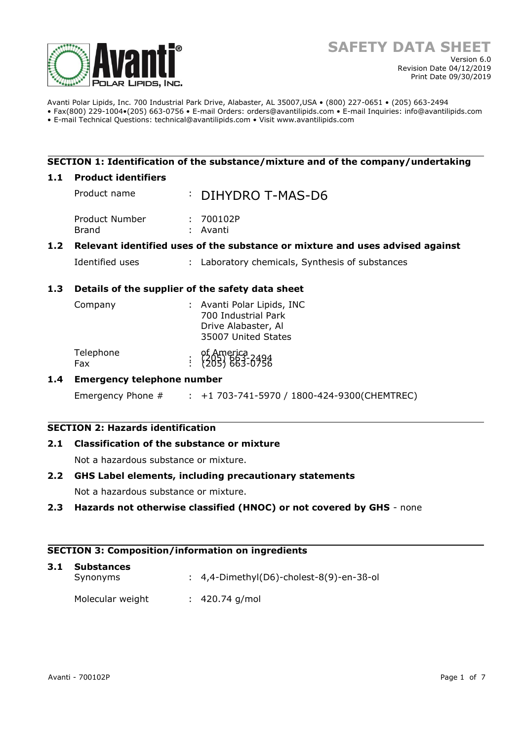# SAFETY DATA SHEET

Version 6.0
Revision Date 04/12/2019
Print Date 09/30/2019

Avanti Polar Lipids, Inc. 700 Industrial Park Drive, Alabaster, AL 35007,USA • (800) 227-0651 • (205) 663-2494
• Fax(800) 229-1004•(205) 663-0756 • E-mail Orders: orders@avantilipids.com • E-mail Inquiries: info@avantilipids.com
• E-mail Technical Questions: technical@avantilipids.com • Visit www.avantilipids.com

## SECTION 1: Identification of the substance/mixture and of the company/undertaking

### 1.1 Product identifiers

Product name : DIHYDRO T-MAS-D6

Product Number : 700102P
Brand : Avanti

### 1.2 Relevant identified uses of the substance or mixture and uses advised against

Identified uses : Laboratory chemicals, Synthesis of substances

### 1.3 Details of the supplier of the safety data sheet

Company : Avanti Polar Lipids, INC
700 Industrial Park
Drive Alabaster, Al
35007 United States
of America

Telephone : (205) 663-2494
Fax : (205) 663-0756

### 1.4 Emergency telephone number

Emergency Phone # : +1 703-741-5970 / 1800-424-9300(CHEMTREC)

## SECTION 2: Hazards identification

### 2.1 Classification of the substance or mixture

Not a hazardous substance or mixture.

### 2.2 GHS Label elements, including precautionary statements

Not a hazardous substance or mixture.

### 2.3 Hazards not otherwise classified (HNOC) or not covered by GHS - none

## SECTION 3: Composition/information on ingredients

### 3.1 Substances

Synonyms : 4,4-Dimethyl(D6)-cholest-8(9)-en-3ß-ol

Molecular weight : 420.74 g/mol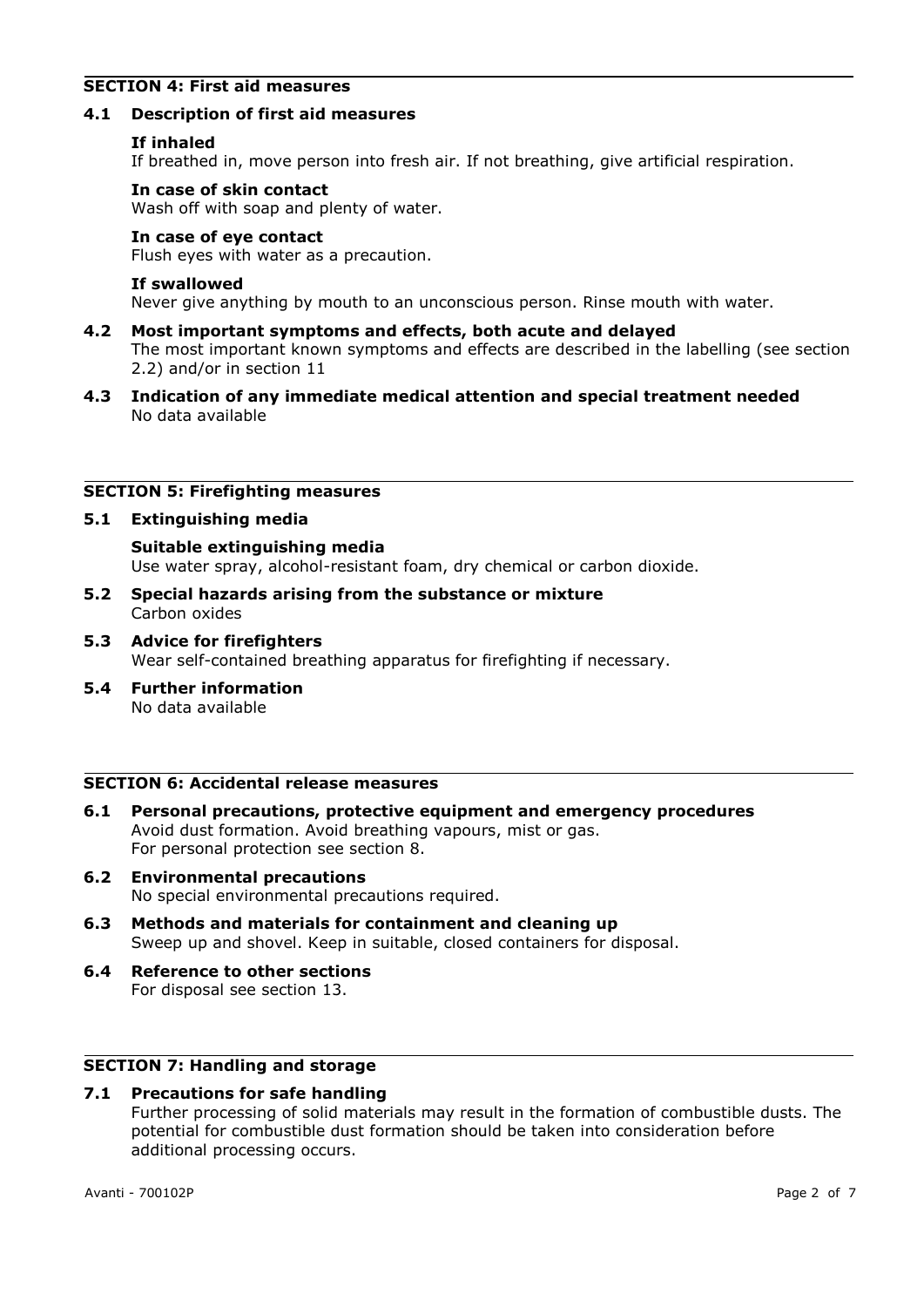## SECTION 4: First aid measures

### 4.1 Description of first aid measures

**If inhaled**
If breathed in, move person into fresh air. If not breathing, give artificial respiration.

**In case of skin contact**
Wash off with soap and plenty of water.

**In case of eye contact**
Flush eyes with water as a precaution.

**If swallowed**
Never give anything by mouth to an unconscious person. Rinse mouth with water.

### 4.2 Most important symptoms and effects, both acute and delayed

The most important known symptoms and effects are described in the labelling (see section 2.2) and/or in section 11

### 4.3 Indication of any immediate medical attention and special treatment needed

No data available

## SECTION 5: Firefighting measures

### 5.1 Extinguishing media

**Suitable extinguishing media**
Use water spray, alcohol-resistant foam, dry chemical or carbon dioxide.

### 5.2 Special hazards arising from the substance or mixture

Carbon oxides

### 5.3 Advice for firefighters

Wear self-contained breathing apparatus for firefighting if necessary.

### 5.4 Further information

No data available

## SECTION 6: Accidental release measures

### 6.1 Personal precautions, protective equipment and emergency procedures

Avoid dust formation. Avoid breathing vapours, mist or gas.
For personal protection see section 8.

### 6.2 Environmental precautions

No special environmental precautions required.

### 6.3 Methods and materials for containment and cleaning up

Sweep up and shovel. Keep in suitable, closed containers for disposal.

### 6.4 Reference to other sections

For disposal see section 13.

## SECTION 7: Handling and storage

### 7.1 Precautions for safe handling

Further processing of solid materials may result in the formation of combustible dusts. The potential for combustible dust formation should be taken into consideration before additional processing occurs.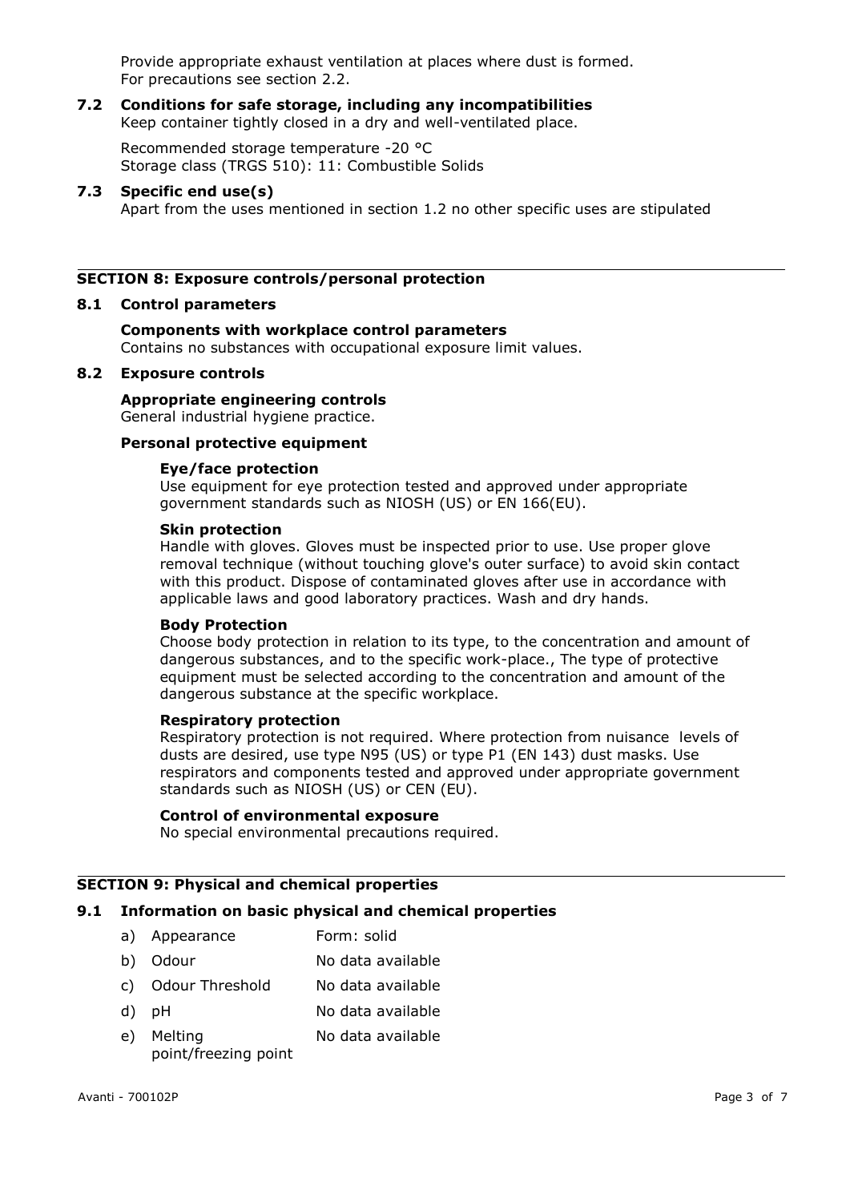Provide appropriate exhaust ventilation at places where dust is formed.
For precautions see section 2.2.

### 7.2 Conditions for safe storage, including any incompatibilities

Keep container tightly closed in a dry and well-ventilated place.

Recommended storage temperature -20 °C
Storage class (TRGS 510): 11: Combustible Solids

### 7.3 Specific end use(s)

Apart from the uses mentioned in section 1.2 no other specific uses are stipulated

## SECTION 8: Exposure controls/personal protection

### 8.1 Control parameters

**Components with workplace control parameters**
Contains no substances with occupational exposure limit values.

### 8.2 Exposure controls

**Appropriate engineering controls**
General industrial hygiene practice.

**Personal protective equipment**

**Eye/face protection**
Use equipment for eye protection tested and approved under appropriate government standards such as NIOSH (US) or EN 166(EU).

**Skin protection**
Handle with gloves. Gloves must be inspected prior to use. Use proper glove removal technique (without touching glove's outer surface) to avoid skin contact with this product. Dispose of contaminated gloves after use in accordance with applicable laws and good laboratory practices. Wash and dry hands.

**Body Protection**
Choose body protection in relation to its type, to the concentration and amount of dangerous substances, and to the specific work-place., The type of protective equipment must be selected according to the concentration and amount of the dangerous substance at the specific workplace.

**Respiratory protection**
Respiratory protection is not required. Where protection from nuisance levels of dusts are desired, use type N95 (US) or type P1 (EN 143) dust masks. Use respirators and components tested and approved under appropriate government standards such as NIOSH (US) or CEN (EU).

**Control of environmental exposure**
No special environmental precautions required.

## SECTION 9: Physical and chemical properties

### 9.1 Information on basic physical and chemical properties

a) Appearance — Form: solid

b) Odour — No data available

c) Odour Threshold — No data available

d) pH — No data available

e) Melting point/freezing point — No data available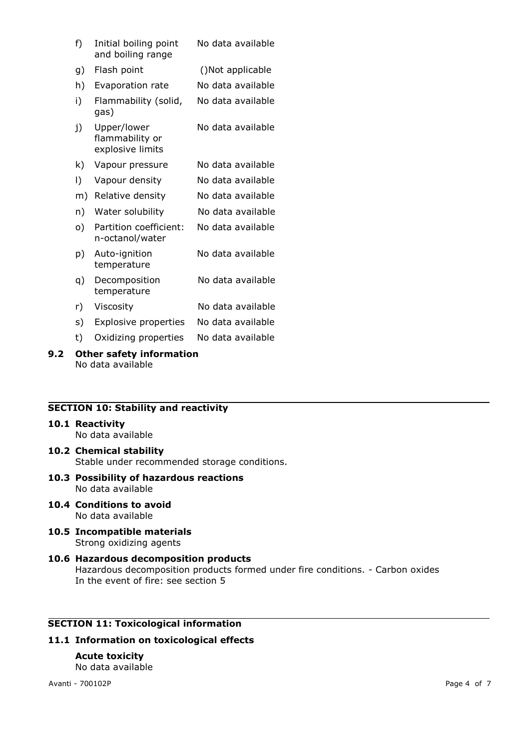f) Initial boiling point and boiling range — No data available

g) Flash point — ()Not applicable

h) Evaporation rate — No data available

i) Flammability (solid, gas) — No data available

j) Upper/lower flammability or explosive limits — No data available

k) Vapour pressure — No data available

l) Vapour density — No data available

m) Relative density — No data available

n) Water solubility — No data available

o) Partition coefficient: n-octanol/water — No data available

p) Auto-ignition temperature — No data available

q) Decomposition temperature — No data available

r) Viscosity — No data available

s) Explosive properties — No data available

t) Oxidizing properties — No data available

### 9.2 Other safety information

No data available

## SECTION 10: Stability and reactivity

### 10.1 Reactivity

No data available

### 10.2 Chemical stability

Stable under recommended storage conditions.

### 10.3 Possibility of hazardous reactions

No data available

### 10.4 Conditions to avoid

No data available

### 10.5 Incompatible materials

Strong oxidizing agents

### 10.6 Hazardous decomposition products

Hazardous decomposition products formed under fire conditions. - Carbon oxides
In the event of fire: see section 5

## SECTION 11: Toxicological information

### 11.1 Information on toxicological effects

**Acute toxicity**
No data available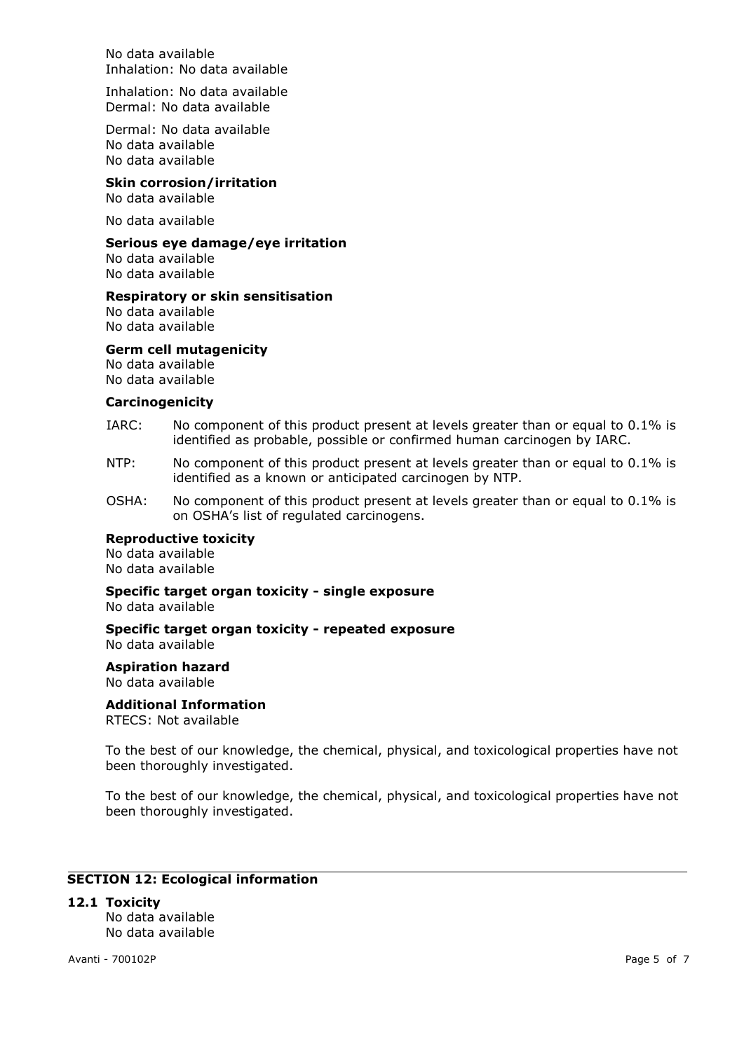No data available
Inhalation: No data available

Inhalation: No data available
Dermal: No data available

Dermal: No data available
No data available
No data available

**Skin corrosion/irritation**
No data available

No data available

**Serious eye damage/eye irritation**
No data available
No data available

**Respiratory or skin sensitisation**
No data available
No data available

**Germ cell mutagenicity**
No data available
No data available

**Carcinogenicity**

IARC: No component of this product present at levels greater than or equal to 0.1% is identified as probable, possible or confirmed human carcinogen by IARC.

NTP: No component of this product present at levels greater than or equal to 0.1% is identified as a known or anticipated carcinogen by NTP.

OSHA: No component of this product present at levels greater than or equal to 0.1% is on OSHA's list of regulated carcinogens.

**Reproductive toxicity**
No data available
No data available

**Specific target organ toxicity - single exposure**
No data available

**Specific target organ toxicity - repeated exposure**
No data available

**Aspiration hazard**
No data available

**Additional Information**
RTECS: Not available

To the best of our knowledge, the chemical, physical, and toxicological properties have not been thoroughly investigated.

To the best of our knowledge, the chemical, physical, and toxicological properties have not been thoroughly investigated.

## SECTION 12: Ecological information

### 12.1 Toxicity

No data available
No data available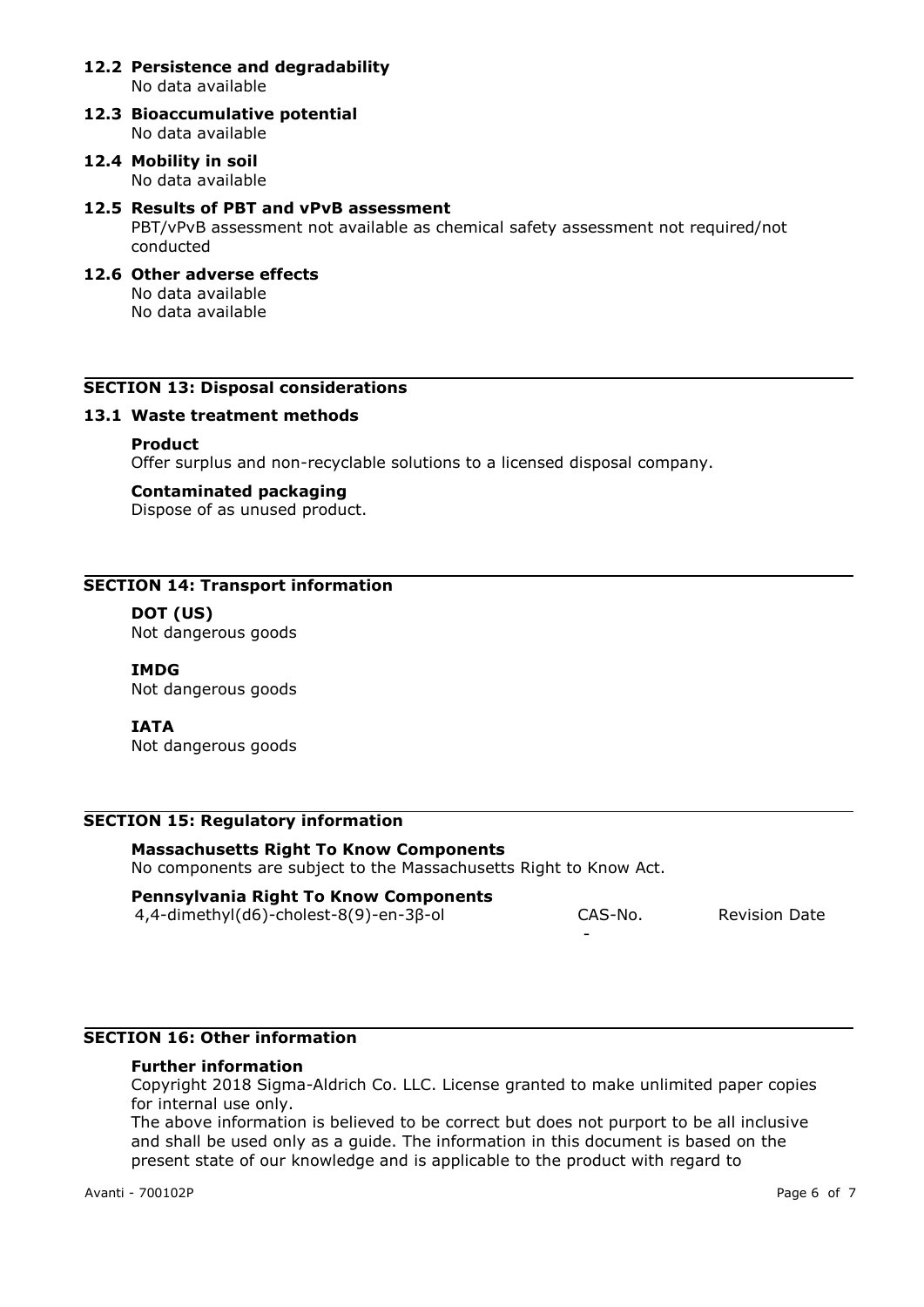### 12.2 Persistence and degradability

No data available

### 12.3 Bioaccumulative potential

No data available

### 12.4 Mobility in soil

No data available

### 12.5 Results of PBT and vPvB assessment

PBT/vPvB assessment not available as chemical safety assessment not required/not conducted

### 12.6 Other adverse effects

No data available
No data available

## SECTION 13: Disposal considerations

### 13.1 Waste treatment methods

**Product**
Offer surplus and non-recyclable solutions to a licensed disposal company.

**Contaminated packaging**
Dispose of as unused product.

## SECTION 14: Transport information

**DOT (US)**
Not dangerous goods

**IMDG**
Not dangerous goods

**IATA**
Not dangerous goods

## SECTION 15: Regulatory information

**Massachusetts Right To Know Components**
No components are subject to the Massachusetts Right to Know Act.

**Pennsylvania Right To Know Components**

| | CAS-No. | Revision Date |
|---|---|---|
| 4,4-dimethyl(d6)-cholest-8(9)-en-3β-ol | - | |

## SECTION 16: Other information

**Further information**
Copyright 2018 Sigma-Aldrich Co. LLC. License granted to make unlimited paper copies for internal use only.
The above information is believed to be correct but does not purport to be all inclusive and shall be used only as a guide. The information in this document is based on the present state of our knowledge and is applicable to the product with regard to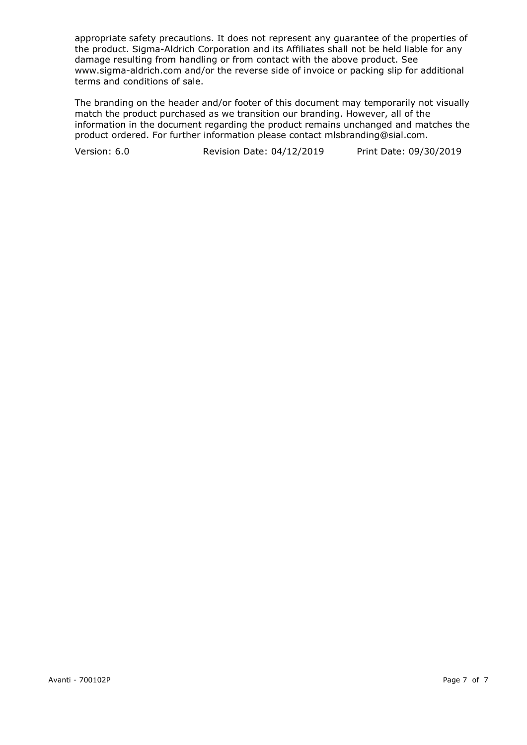appropriate safety precautions. It does not represent any guarantee of the properties of the product. Sigma-Aldrich Corporation and its Affiliates shall not be held liable for any damage resulting from handling or from contact with the above product. See www.sigma-aldrich.com and/or the reverse side of invoice or packing slip for additional terms and conditions of sale.

The branding on the header and/or footer of this document may temporarily not visually match the product purchased as we transition our branding. However, all of the information in the document regarding the product remains unchanged and matches the product ordered. For further information please contact mlsbranding@sial.com.

Version: 6.0 Revision Date: 04/12/2019 Print Date: 09/30/2019